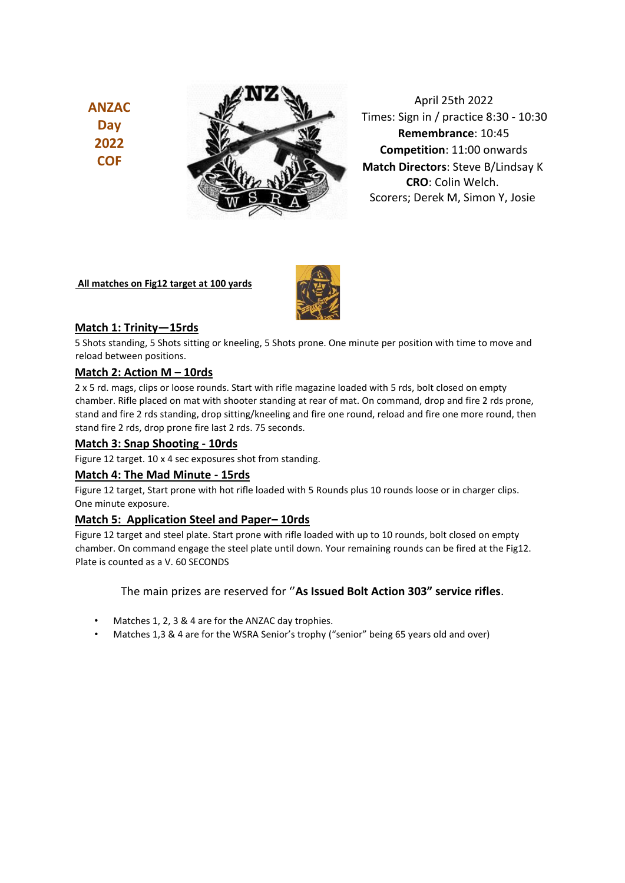# ANZAC Day 2022 COF

April 25th 2022
Times: Sign in / practice 8:30 - 10:30
**Remembrance**: 10:45
**Competition**: 11:00 onwards
**Match Directors**: Steve B/Lindsay K
**CRO**: Colin Welch.
Scorers; Derek M, Simon Y, Josie

**All matches on Fig12 target at 100 yards**

## Match 1: Trinity—15rds

5 Shots standing, 5 Shots sitting or kneeling, 5 Shots prone. One minute per position with time to move and reload between positions.

## Match 2: Action M – 10rds

2 x 5 rd. mags, clips or loose rounds. Start with rifle magazine loaded with 5 rds, bolt closed on empty chamber. Rifle placed on mat with shooter standing at rear of mat. On command, drop and fire 2 rds prone, stand and fire 2 rds standing, drop sitting/kneeling and fire one round, reload and fire one more round, then stand fire 2 rds, drop prone fire last 2 rds. 75 seconds.

## Match 3: Snap Shooting - 10rds

Figure 12 target. 10 x 4 sec exposures shot from standing.

## Match 4: The Mad Minute - 15rds

Figure 12 target, Start prone with hot rifle loaded with 5 Rounds plus 10 rounds loose or in charger clips. One minute exposure.

## Match 5: Application Steel and Paper– 10rds

Figure 12 target and steel plate. Start prone with rifle loaded with up to 10 rounds, bolt closed on empty chamber. On command engage the steel plate until down. Your remaining rounds can be fired at the Fig12. Plate is counted as a V. 60 SECONDS

The main prizes are reserved for ‘’**As Issued Bolt Action 303” service rifles**.

- Matches 1, 2, 3 & 4 are for the ANZAC day trophies.
- Matches 1,3 & 4 are for the WSRA Senior's trophy (“senior” being 65 years old and over)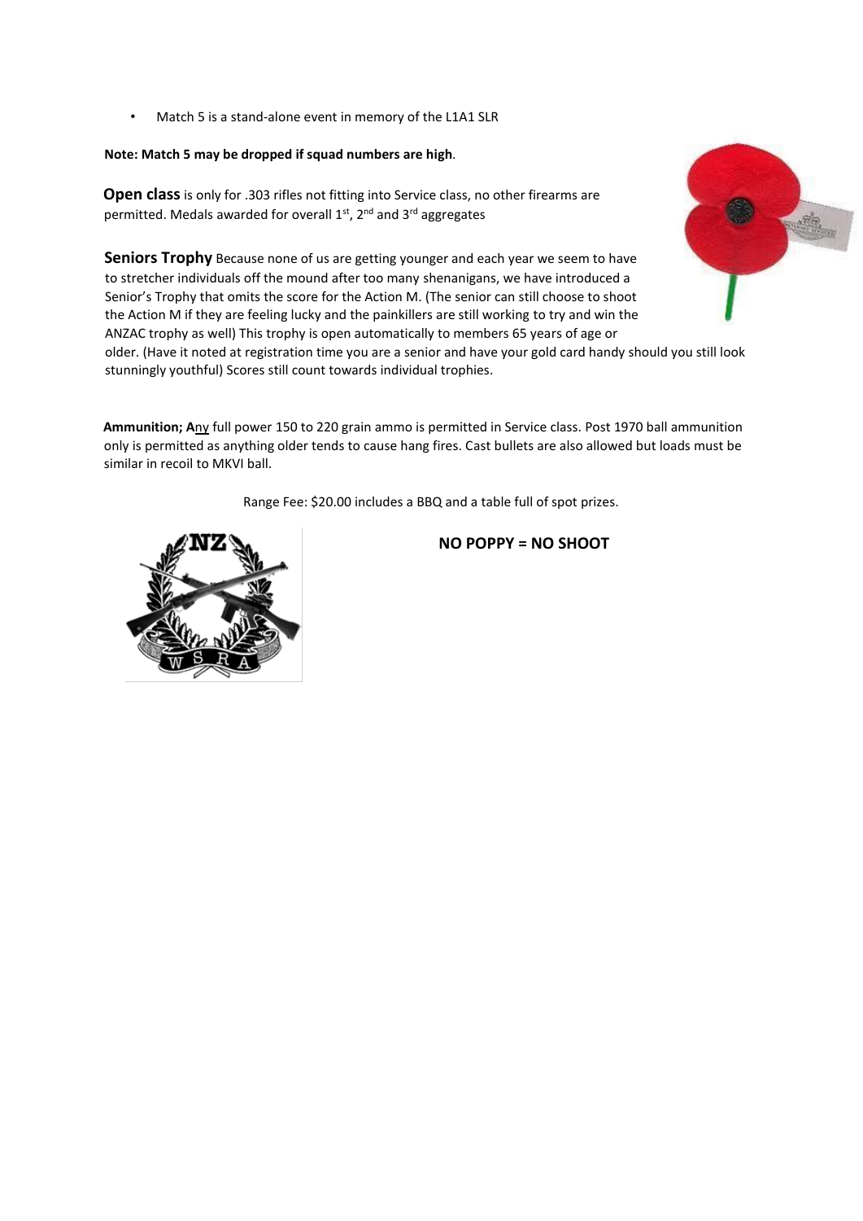- Match 5 is a stand-alone event in memory of the L1A1 SLR

**Note: Match 5 may be dropped if squad numbers are high**.

**Open class** is only for .303 rifles not fitting into Service class, no other firearms are permitted. Medals awarded for overall 1st, 2nd and 3rd aggregates

**Seniors Trophy** Because none of us are getting younger and each year we seem to have to stretcher individuals off the mound after too many shenanigans, we have introduced a Senior's Trophy that omits the score for the Action M. (The senior can still choose to shoot the Action M if they are feeling lucky and the painkillers are still working to try and win the ANZAC trophy as well) This trophy is open automatically to members 65 years of age or older. (Have it noted at registration time you are a senior and have your gold card handy should you still look stunningly youthful) Scores still count towards individual trophies.

**Ammunition; Any** full power 150 to 220 grain ammo is permitted in Service class. Post 1970 ball ammunition only is permitted as anything older tends to cause hang fires. Cast bullets are also allowed but loads must be similar in recoil to MKVI ball.

Range Fee: $20.00 includes a BBQ and a table full of spot prizes.

**NO POPPY = NO SHOOT**